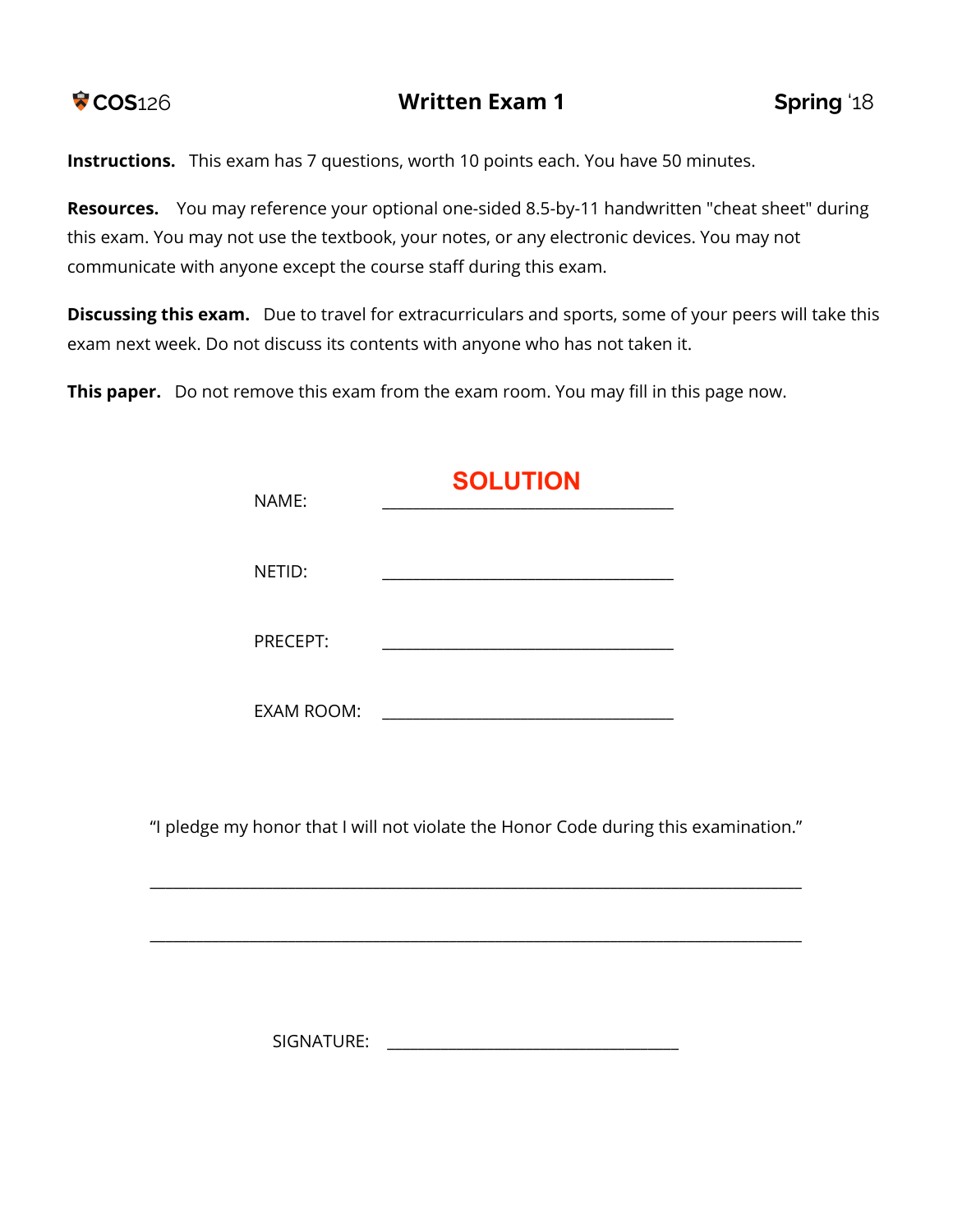COS126 **Written Exam 1** **Spring '18**

**Instructions.** This exam has 7 questions, worth 10 points each. You have 50 minutes.

**Resources.** You may reference your optional one-sided 8.5-by-11 handwritten "cheat sheet" during this exam. You may not use the textbook, your notes, or any electronic devices. You may not communicate with anyone except the course staff during this exam.

**Discussing this exam.** Due to travel for extracurriculars and sports, some of your peers will take this exam next week. Do not discuss its contents with anyone who has not taken it.

**This paper.** Do not remove this exam from the exam room. You may fill in this page now.

NAME: **SOLUTION**

NETID: ______________________________

PRECEPT: ______________________________

EXAM ROOM: ______________________________

"I pledge my honor that I will not violate the Honor Code during this examination."

______________________________________________________________________

______________________________________________________________________

SIGNATURE: ______________________________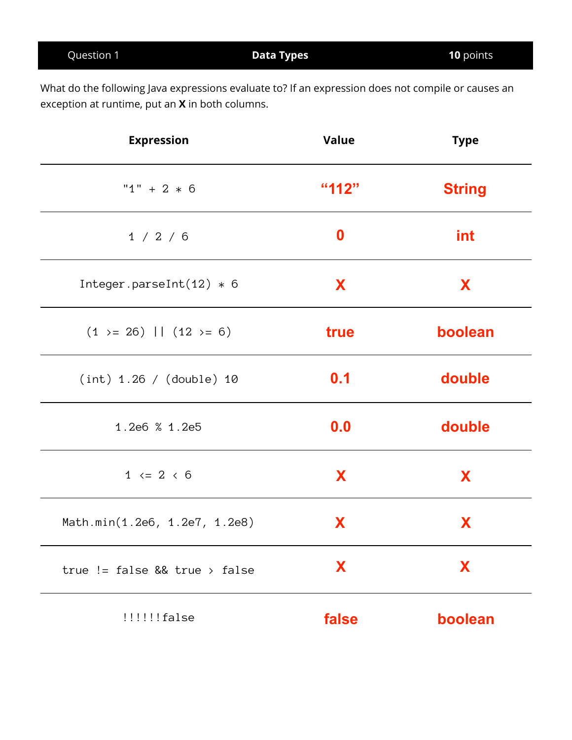| Question 1 | Data Types | 10 points |
|---|---|---|

What do the following Java expressions evaluate to? If an expression does not compile or causes an exception at runtime, put an **X** in both columns.

| Expression | Value | Type |
|---|---|---|
| `"1" + 2 * 6` | “112” | String |
| `1 / 2 / 6` | 0 | int |
| `Integer.parseInt(12) * 6` | X | X |
| `(1 >= 26) \|\| (12 >= 6)` | true | boolean |
| `(int) 1.26 / (double) 10` | 0.1 | double |
| `1.2e6 % 1.2e5` | 0.0 | double |
| `1 <= 2 < 6` | X | X |
| `Math.min(1.2e6, 1.2e7, 1.2e8)` | X | X |
| `true != false && true > false` | X | X |
| `!!!!!!false` | false | boolean |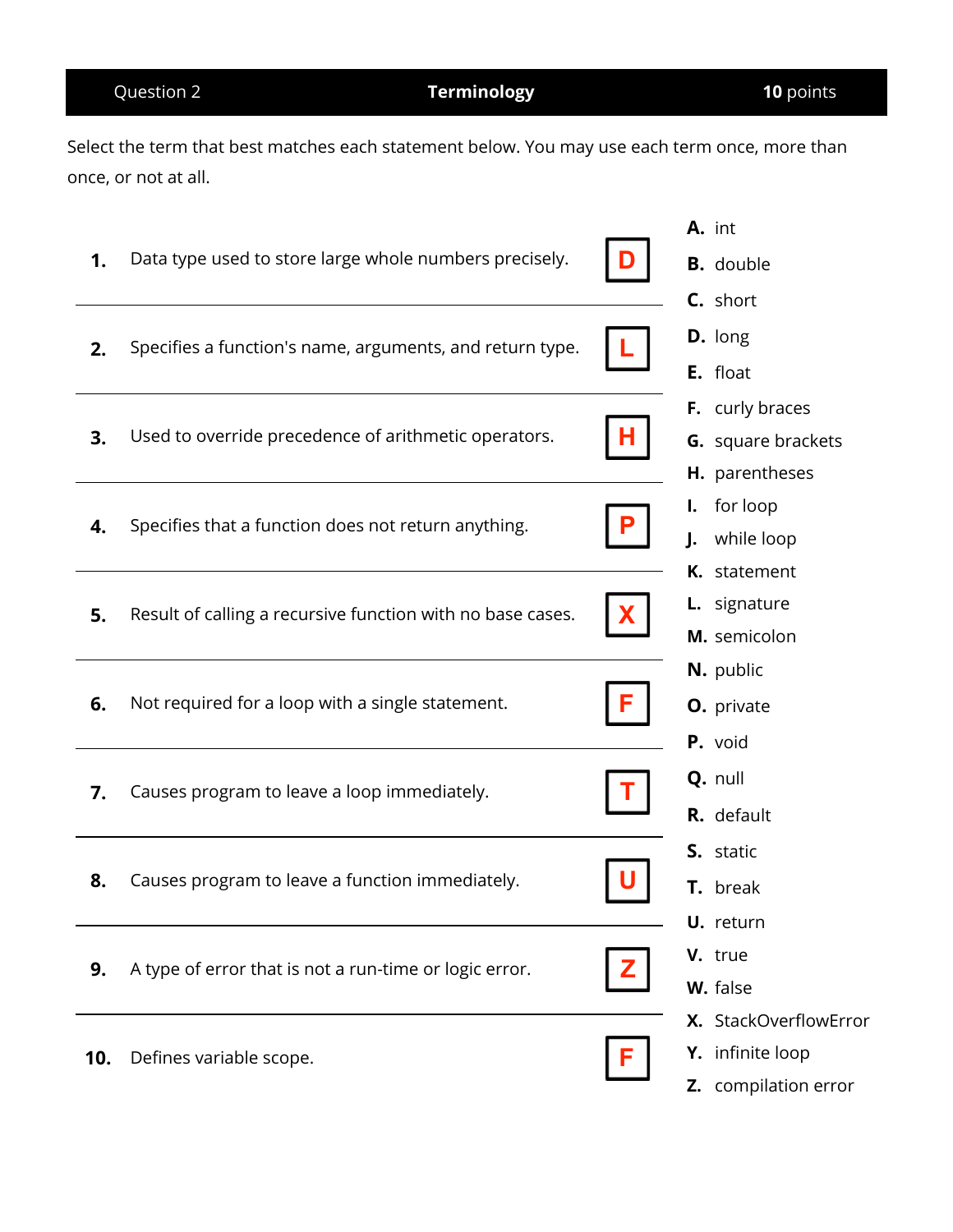| Question 2 | **Terminology** | **10** points |
|---|---|---|

Select the term that best matches each statement below. You may use each term once, more than once, or not at all.

| # | Statement | Answer |
|---|---|---|
| **1.** | Data type used to store large whole numbers precisely. | D |
| **2.** | Specifies a function's name, arguments, and return type. | L |
| **3.** | Used to override precedence of arithmetic operators. | H |
| **4.** | Specifies that a function does not return anything. | P |
| **5.** | Result of calling a recursive function with no base cases. | X |
| **6.** | Not required for a loop with a single statement. | F |
| **7.** | Causes program to leave a loop immediately. | T |
| **8.** | Causes program to leave a function immediately. | U |
| **9.** | A type of error that is not a run-time or logic error. | Z |
| **10.** | Defines variable scope. | F |

- **A.** int
- **B.** double
- **C.** short
- **D.** long
- **E.** float
- **F.** curly braces
- **G.** square brackets
- **H.** parentheses
- **I.** for loop
- **J.** while loop
- **K.** statement
- **L.** signature
- **M.** semicolon
- **N.** public
- **O.** private
- **P.** void
- **Q.** null
- **R.** default
- **S.** static
- **T.** break
- **U.** return
- **V.** true
- **W.** false
- **X.** StackOverflowError
- **Y.** infinite loop
- **Z.** compilation error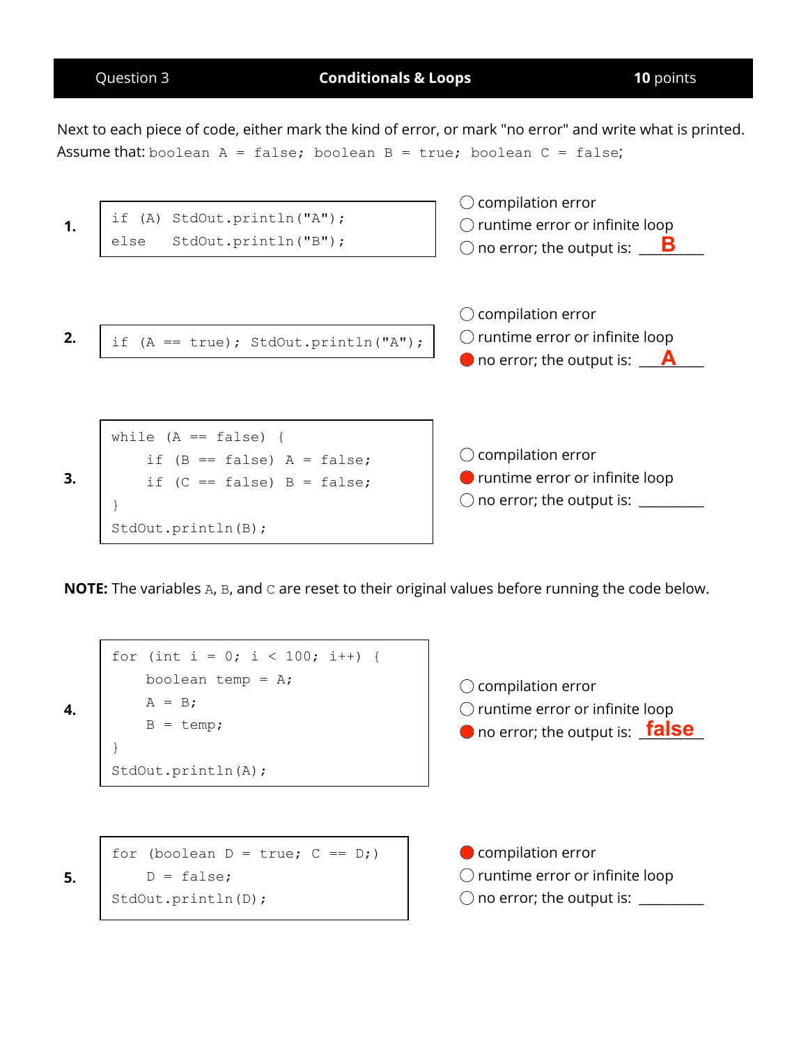| Question 3 | **Conditionals & Loops** | **10** points |
|---|---|---|

Next to each piece of code, either mark the kind of error, or mark "no error" and write what is printed.
Assume that: `boolean A = false; boolean B = true; boolean C = false;`

**1.**

```
if (A) StdOut.println("A");
else   StdOut.println("B");
```

- ○ compilation error
- ○ runtime error or infinite loop
- ○ no error; the output is: **B**

**2.**

```
if (A == true); StdOut.println("A");
```

- ○ compilation error
- ○ runtime error or infinite loop
- ● no error; the output is: **A**

**3.**

```
while (A == false) {
    if (B == false) A = false;
    if (C == false) B = false;
}
StdOut.println(B);
```

- ○ compilation error
- ● runtime error or infinite loop
- ○ no error; the output is: ________

**NOTE:** The variables `A`, `B`, and `C` are reset to their original values before running the code below.

**4.**

```
for (int i = 0; i < 100; i++) {
    boolean temp = A;
    A = B;
    B = temp;
}
StdOut.println(A);
```

- ○ compilation error
- ○ runtime error or infinite loop
- ● no error; the output is: **false**

**5.**

```
for (boolean D = true; C == D;)
    D = false;
StdOut.println(D);
```

- ● compilation error
- ○ runtime error or infinite loop
- ○ no error; the output is: ________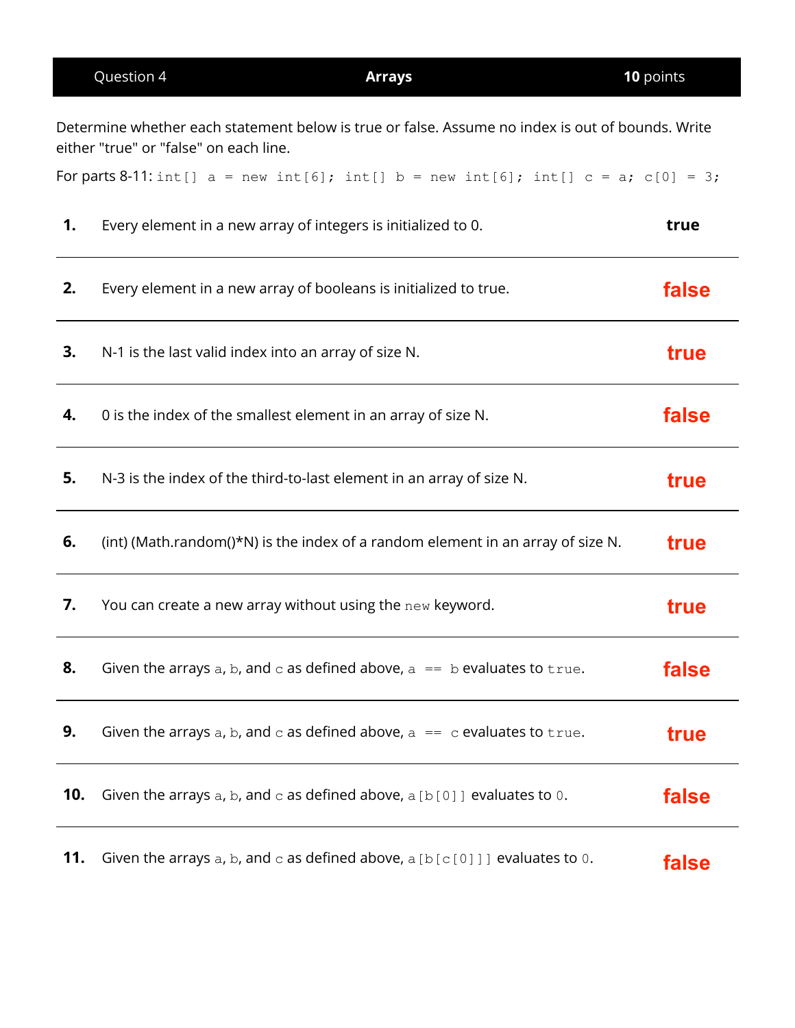| Question 4 | Arrays | **10** points |
|---|---|---|

Determine whether each statement below is true or false. Assume no index is out of bounds. Write either "true" or "false" on each line.

For parts 8-11: `int[] a = new int[6]; int[] b = new int[6]; int[] c = a; c[0] = 3;`

| # | Statement | Answer |
|---|---|---|
| **1.** | Every element in a new array of integers is initialized to 0. | **true** |
| **2.** | Every element in a new array of booleans is initialized to true. | **false** |
| **3.** | N-1 is the last valid index into an array of size N. | **true** |
| **4.** | 0 is the index of the smallest element in an array of size N. | **false** |
| **5.** | N-3 is the index of the third-to-last element in an array of size N. | **true** |
| **6.** | (int) (Math.random()*N) is the index of a random element in an array of size N. | **true** |
| **7.** | You can create a new array without using the `new` keyword. | **true** |
| **8.** | Given the arrays `a`, `b`, and `c` as defined above, `a == b` evaluates to `true`. | **false** |
| **9.** | Given the arrays `a`, `b`, and `c` as defined above, `a == c` evaluates to `true`. | **true** |
| **10.** | Given the arrays `a`, `b`, and `c` as defined above, `a[b[0]]` evaluates to `0`. | **false** |
| **11.** | Given the arrays `a`, `b`, and `c` as defined above, `a[b[c[0]]]` evaluates to `0`. | **false** |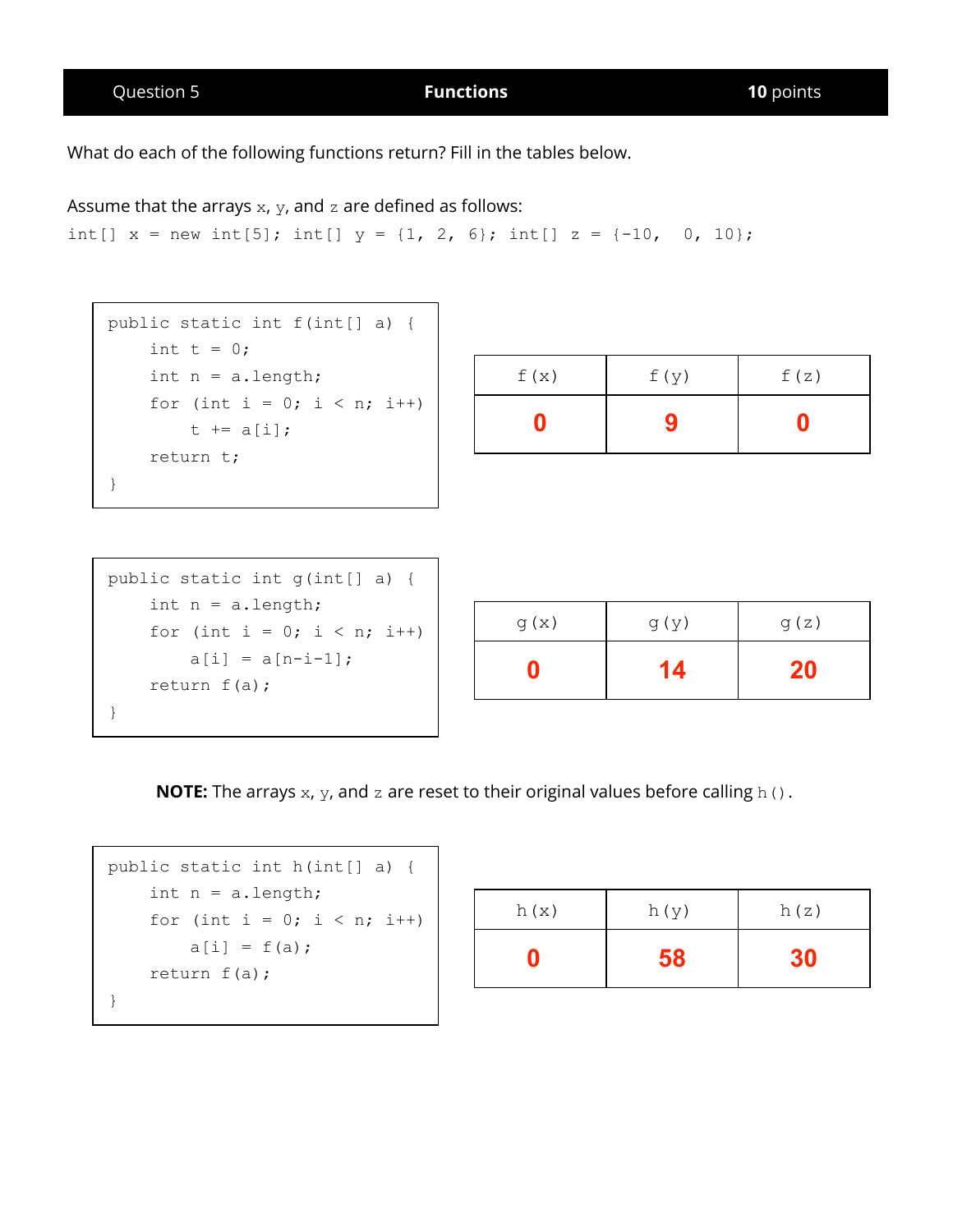## Question 5 — Functions — **10** points

What do each of the following functions return? Fill in the tables below.

Assume that the arrays `x`, `y`, and `z` are defined as follows:

```
int[] x = new int[5]; int[] y = {1, 2, 6}; int[] z = {-10,  0, 10};
```

```
public static int f(int[] a) {
    int t = 0;
    int n = a.length;
    for (int i = 0; i < n; i++)
        t += a[i];
    return t;
}
```

| f(x) | f(y) | f(z) |
|---|---|---|
| **0** | **9** | **0** |

```
public static int g(int[] a) {
    int n = a.length;
    for (int i = 0; i < n; i++)
        a[i] = a[n-i-1];
    return f(a);
}
```

| g(x) | g(y) | g(z) |
|---|---|---|
| **0** | **14** | **20** |

**NOTE:** The arrays `x`, `y`, and `z` are reset to their original values before calling `h()`.

```
public static int h(int[] a) {
    int n = a.length;
    for (int i = 0; i < n; i++)
        a[i] = f(a);
    return f(a);
}
```

| h(x) | h(y) | h(z) |
|---|---|---|
| **0** | **58** | **30** |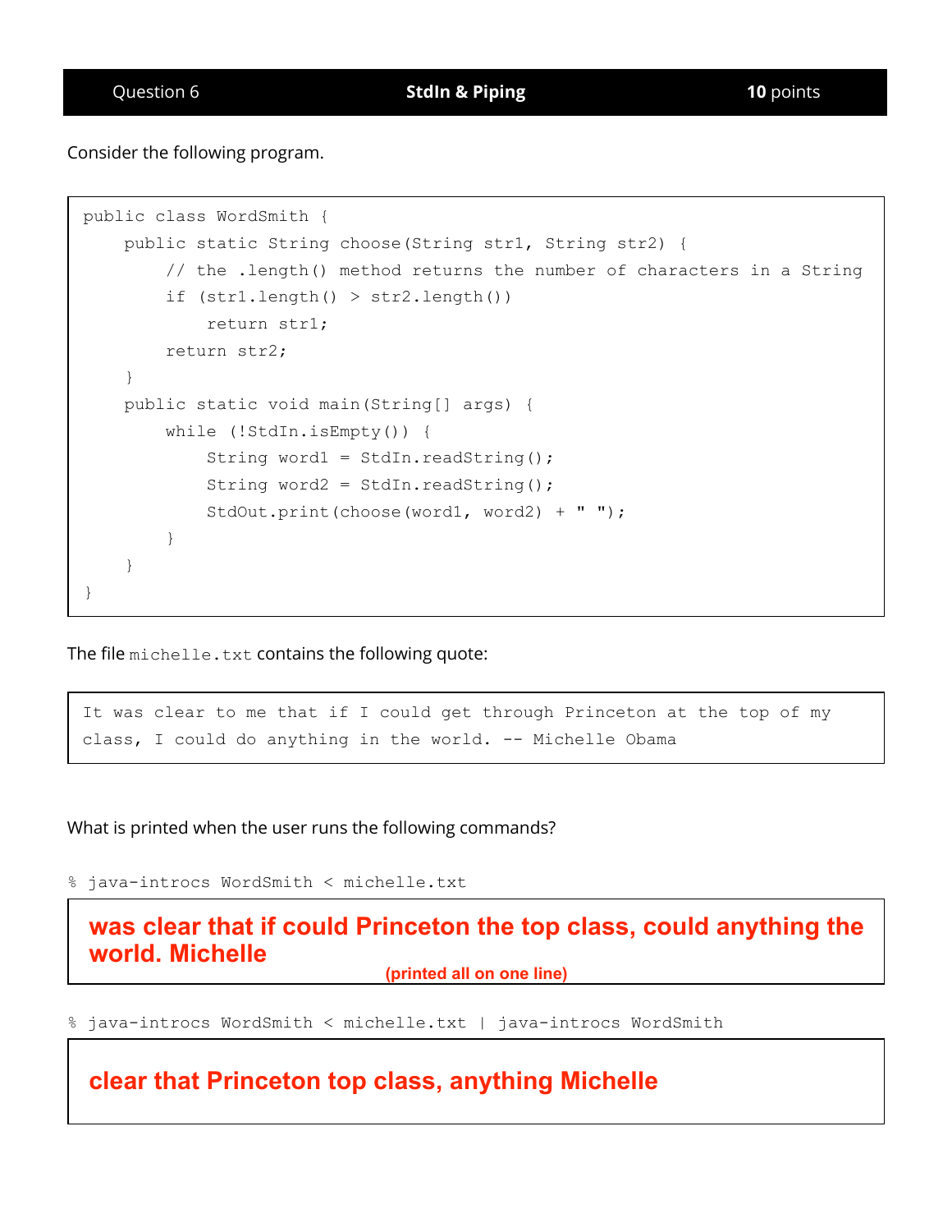| Question 6 | **StdIn & Piping** | **10** points |
|---|---|---|

Consider the following program.

```
public class WordSmith {
    public static String choose(String str1, String str2) {
        // the .length() method returns the number of characters in a String
        if (str1.length() > str2.length())
            return str1;
        return str2;
    }
    public static void main(String[] args) {
        while (!StdIn.isEmpty()) {
            String word1 = StdIn.readString();
            String word2 = StdIn.readString();
            StdOut.print(choose(word1, word2) + " ");
        }
    }
}
```

The file `michelle.txt` contains the following quote:

```
It was clear to me that if I could get through Princeton at the top of my
class, I could do anything in the world. -- Michelle Obama
```

What is printed when the user runs the following commands?

```
% java-introcs WordSmith < michelle.txt
```

**was clear that if could Princeton the top class, could anything the world. Michelle**

**(printed all on one line)**

```
% java-introcs WordSmith < michelle.txt | java-introcs WordSmith
```

**clear that Princeton top class, anything Michelle**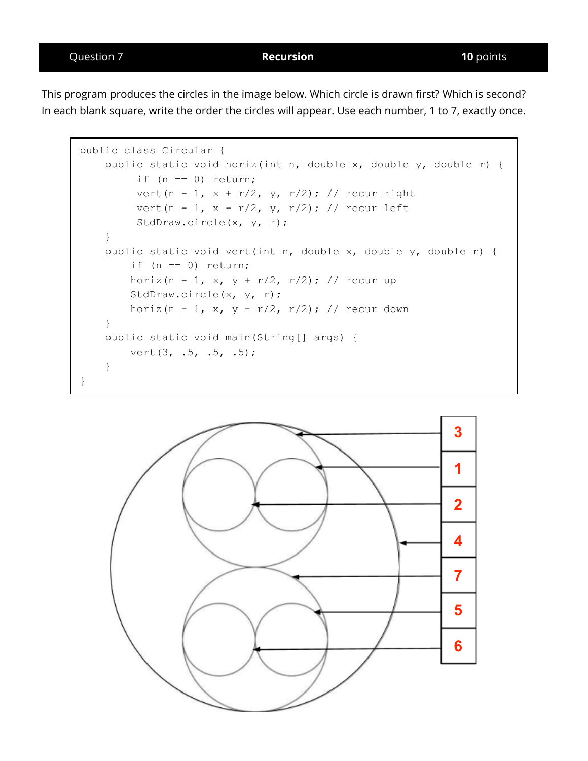| Question 7 | **Recursion** | **10** points |
|---|---|---|

This program produces the circles in the image below. Which circle is drawn first? Which is second? In each blank square, write the order the circles will appear. Use each number, 1 to 7, exactly once.

```
public class Circular {
    public static void horiz(int n, double x, double y, double r) {
         if (n == 0) return;
         vert(n - 1, x + r/2, y, r/2); // recur right
         vert(n - 1, x - r/2, y, r/2); // recur left
         StdDraw.circle(x, y, r);
    }
    public static void vert(int n, double x, double y, double r) {
        if (n == 0) return;
        horiz(n - 1, x, y + r/2, r/2); // recur up
        StdDraw.circle(x, y, r);
        horiz(n - 1, x, y - r/2, r/2); // recur down
    }
    public static void main(String[] args) {
        vert(3, .5, .5, .5);
    }
}
```

3

1

2

4

7

5

6